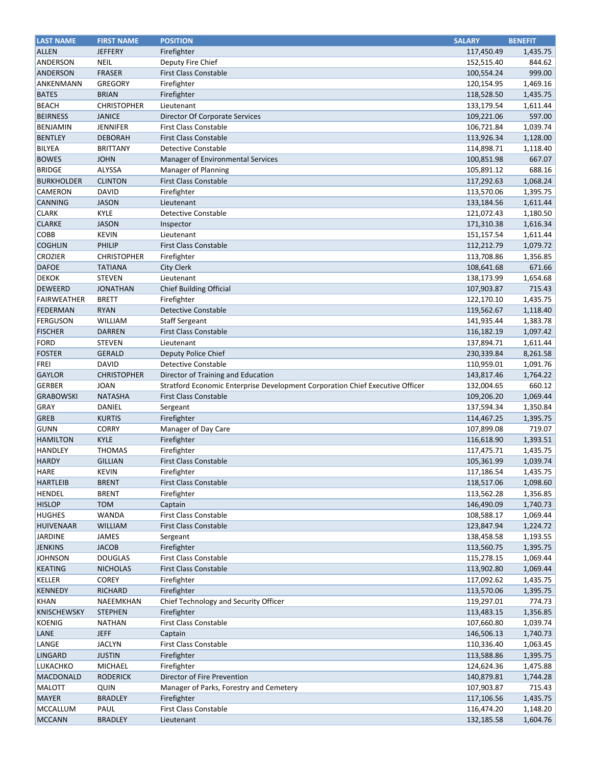| LAST NAME | FIRST NAME | POSITION | SALARY | BENEFIT |
|---|---|---|---|---|
| ALLEN | JEFFERY | Firefighter | 117,450.49 | 1,435.75 |
| ANDERSON | NEIL | Deputy Fire Chief | 152,515.40 | 844.62 |
| ANDERSON | FRASER | First Class Constable | 100,554.24 | 999.00 |
| ANKENMANN | GREGORY | Firefighter | 120,154.95 | 1,469.16 |
| BATES | BRIAN | Firefighter | 118,528.50 | 1,435.75 |
| BEACH | CHRISTOPHER | Lieutenant | 133,179.54 | 1,611.44 |
| BEIRNESS | JANICE | Director Of Corporate Services | 109,221.06 | 597.00 |
| BENJAMIN | JENNIFER | First Class Constable | 106,721.84 | 1,039.74 |
| BENTLEY | DEBORAH | First Class Constable | 113,926.34 | 1,128.00 |
| BILYEA | BRITTANY | Detective Constable | 114,898.71 | 1,118.40 |
| BOWES | JOHN | Manager of Environmental Services | 100,851.98 | 667.07 |
| BRIDGE | ALYSSA | Manager of Planning | 105,891.12 | 688.16 |
| BURKHOLDER | CLINTON | First Class Constable | 117,292.63 | 1,068.24 |
| CAMERON | DAVID | Firefighter | 113,570.06 | 1,395.75 |
| CANNING | JASON | Lieutenant | 133,184.56 | 1,611.44 |
| CLARK | KYLE | Detective Constable | 121,072.43 | 1,180.50 |
| CLARKE | JASON | Inspector | 171,310.38 | 1,616.34 |
| COBB | KEVIN | Lieutenant | 151,157.54 | 1,611.44 |
| COGHLIN | PHILIP | First Class Constable | 112,212.79 | 1,079.72 |
| CROZIER | CHRISTOPHER | Firefighter | 113,708.86 | 1,356.85 |
| DAFOE | TATIANA | City Clerk | 108,641.68 | 671.66 |
| DEKOK | STEVEN | Lieutenant | 138,173.99 | 1,654.68 |
| DEWEERD | JONATHAN | Chief Building Official | 107,903.87 | 715.43 |
| FAIRWEATHER | BRETT | Firefighter | 122,170.10 | 1,435.75 |
| FEDERMAN | RYAN | Detective Constable | 119,562.67 | 1,118.40 |
| FERGUSON | WILLIAM | Staff Sergeant | 141,935.44 | 1,383.78 |
| FISCHER | DARREN | First Class Constable | 116,182.19 | 1,097.42 |
| FORD | STEVEN | Lieutenant | 137,894.71 | 1,611.44 |
| FOSTER | GERALD | Deputy Police Chief | 230,339.84 | 8,261.58 |
| FREI | DAVID | Detective Constable | 110,959.01 | 1,091.76 |
| GAYLOR | CHRISTOPHER | Director of Training and Education | 143,817.46 | 1,764.22 |
| GERBER | JOAN | Stratford Economic Enterprise Development Corporation Chief Executive Officer | 132,004.65 | 660.12 |
| GRABOWSKI | NATASHA | First Class Constable | 109,206.20 | 1,069.44 |
| GRAY | DANIEL | Sergeant | 137,594.34 | 1,350.84 |
| GREB | KURTIS | Firefighter | 114,467.25 | 1,395.75 |
| GUNN | CORRY | Manager of Day Care | 107,899.08 | 719.07 |
| HAMILTON | KYLE | Firefighter | 116,618.90 | 1,393.51 |
| HANDLEY | THOMAS | Firefighter | 117,475.71 | 1,435.75 |
| HARDY | GILLIAN | First Class Constable | 105,361.99 | 1,039.74 |
| HARE | KEVIN | Firefighter | 117,186.54 | 1,435.75 |
| HARTLEIB | BRENT | First Class Constable | 118,517.06 | 1,098.60 |
| HENDEL | BRENT | Firefighter | 113,562.28 | 1,356.85 |
| HISLOP | TOM | Captain | 146,490.09 | 1,740.73 |
| HUGHES | WANDA | First Class Constable | 108,588.17 | 1,069.44 |
| HUIVENAAR | WILLIAM | First Class Constable | 123,847.94 | 1,224.72 |
| JARDINE | JAMES | Sergeant | 138,458.58 | 1,193.55 |
| JENKINS | JACOB | Firefighter | 113,560.75 | 1,395.75 |
| JOHNSON | DOUGLAS | First Class Constable | 115,278.15 | 1,069.44 |
| KEATING | NICHOLAS | First Class Constable | 113,902.80 | 1,069.44 |
| KELLER | COREY | Firefighter | 117,092.62 | 1,435.75 |
| KENNEDY | RICHARD | Firefighter | 113,570.06 | 1,395.75 |
| KHAN | NAEEMKHAN | Chief Technology and Security Officer | 119,297.01 | 774.73 |
| KNISCHEWSKY | STEPHEN | Firefighter | 113,483.15 | 1,356.85 |
| KOENIG | NATHAN | First Class Constable | 107,660.80 | 1,039.74 |
| LANE | JEFF | Captain | 146,506.13 | 1,740.73 |
| LANGE | JACLYN | First Class Constable | 110,336.40 | 1,063.45 |
| LINGARD | JUSTIN | Firefighter | 113,588.86 | 1,395.75 |
| LUKACHKO | MICHAEL | Firefighter | 124,624.36 | 1,475.88 |
| MACDONALD | RODERICK | Director of Fire Prevention | 140,879.81 | 1,744.28 |
| MALOTT | QUIN | Manager of Parks, Forestry and Cemetery | 107,903.87 | 715.43 |
| MAYER | BRADLEY | Firefighter | 117,106.56 | 1,435.75 |
| MCCALLUM | PAUL | First Class Constable | 116,474.20 | 1,148.20 |
| MCCANN | BRADLEY | Lieutenant | 132,185.58 | 1,604.76 |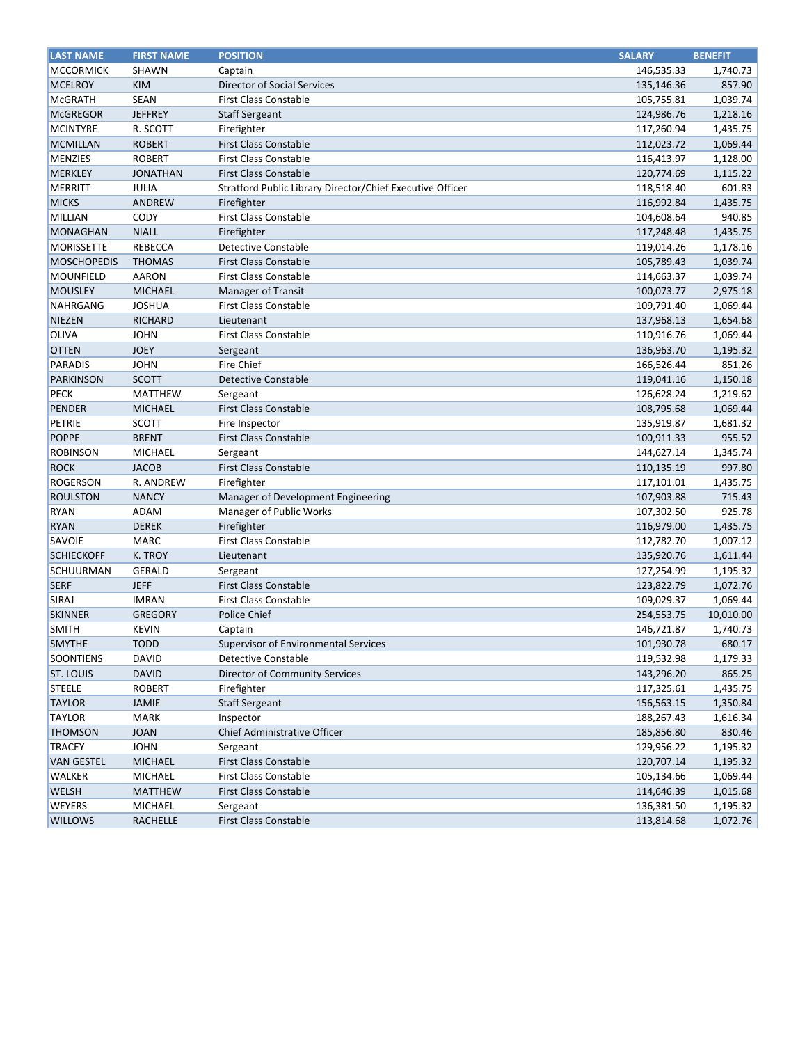| LAST NAME | FIRST NAME | POSITION | SALARY | BENEFIT |
|---|---|---|---|---|
| MCCORMICK | SHAWN | Captain | 146,535.33 | 1,740.73 |
| MCELROY | KIM | Director of Social Services | 135,146.36 | 857.90 |
| McGRATH | SEAN | First Class Constable | 105,755.81 | 1,039.74 |
| McGREGOR | JEFFREY | Staff Sergeant | 124,986.76 | 1,218.16 |
| MCINTYRE | R. SCOTT | Firefighter | 117,260.94 | 1,435.75 |
| MCMILLAN | ROBERT | First Class Constable | 112,023.72 | 1,069.44 |
| MENZIES | ROBERT | First Class Constable | 116,413.97 | 1,128.00 |
| MERKLEY | JONATHAN | First Class Constable | 120,774.69 | 1,115.22 |
| MERRITT | JULIA | Stratford Public Library Director/Chief Executive Officer | 118,518.40 | 601.83 |
| MICKS | ANDREW | Firefighter | 116,992.84 | 1,435.75 |
| MILLIAN | CODY | First Class Constable | 104,608.64 | 940.85 |
| MONAGHAN | NIALL | Firefighter | 117,248.48 | 1,435.75 |
| MORISSETTE | REBECCA | Detective Constable | 119,014.26 | 1,178.16 |
| MOSCHOPEDIS | THOMAS | First Class Constable | 105,789.43 | 1,039.74 |
| MOUNFIELD | AARON | First Class Constable | 114,663.37 | 1,039.74 |
| MOUSLEY | MICHAEL | Manager of Transit | 100,073.77 | 2,975.18 |
| NAHRGANG | JOSHUA | First Class Constable | 109,791.40 | 1,069.44 |
| NIEZEN | RICHARD | Lieutenant | 137,968.13 | 1,654.68 |
| OLIVA | JOHN | First Class Constable | 110,916.76 | 1,069.44 |
| OTTEN | JOEY | Sergeant | 136,963.70 | 1,195.32 |
| PARADIS | JOHN | Fire Chief | 166,526.44 | 851.26 |
| PARKINSON | SCOTT | Detective Constable | 119,041.16 | 1,150.18 |
| PECK | MATTHEW | Sergeant | 126,628.24 | 1,219.62 |
| PENDER | MICHAEL | First Class Constable | 108,795.68 | 1,069.44 |
| PETRIE | SCOTT | Fire Inspector | 135,919.87 | 1,681.32 |
| POPPE | BRENT | First Class Constable | 100,911.33 | 955.52 |
| ROBINSON | MICHAEL | Sergeant | 144,627.14 | 1,345.74 |
| ROCK | JACOB | First Class Constable | 110,135.19 | 997.80 |
| ROGERSON | R. ANDREW | Firefighter | 117,101.01 | 1,435.75 |
| ROULSTON | NANCY | Manager of Development Engineering | 107,903.88 | 715.43 |
| RYAN | ADAM | Manager of Public Works | 107,302.50 | 925.78 |
| RYAN | DEREK | Firefighter | 116,979.00 | 1,435.75 |
| SAVOIE | MARC | First Class Constable | 112,782.70 | 1,007.12 |
| SCHIECKOFF | K. TROY | Lieutenant | 135,920.76 | 1,611.44 |
| SCHUURMAN | GERALD | Sergeant | 127,254.99 | 1,195.32 |
| SERF | JEFF | First Class Constable | 123,822.79 | 1,072.76 |
| SIRAJ | IMRAN | First Class Constable | 109,029.37 | 1,069.44 |
| SKINNER | GREGORY | Police Chief | 254,553.75 | 10,010.00 |
| SMITH | KEVIN | Captain | 146,721.87 | 1,740.73 |
| SMYTHE | TODD | Supervisor of Environmental Services | 101,930.78 | 680.17 |
| SOONTIENS | DAVID | Detective Constable | 119,532.98 | 1,179.33 |
| ST. LOUIS | DAVID | Director of Community Services | 143,296.20 | 865.25 |
| STEELE | ROBERT | Firefighter | 117,325.61 | 1,435.75 |
| TAYLOR | JAMIE | Staff Sergeant | 156,563.15 | 1,350.84 |
| TAYLOR | MARK | Inspector | 188,267.43 | 1,616.34 |
| THOMSON | JOAN | Chief Administrative Officer | 185,856.80 | 830.46 |
| TRACEY | JOHN | Sergeant | 129,956.22 | 1,195.32 |
| VAN GESTEL | MICHAEL | First Class Constable | 120,707.14 | 1,195.32 |
| WALKER | MICHAEL | First Class Constable | 105,134.66 | 1,069.44 |
| WELSH | MATTHEW | First Class Constable | 114,646.39 | 1,015.68 |
| WEYERS | MICHAEL | Sergeant | 136,381.50 | 1,195.32 |
| WILLOWS | RACHELLE | First Class Constable | 113,814.68 | 1,072.76 |